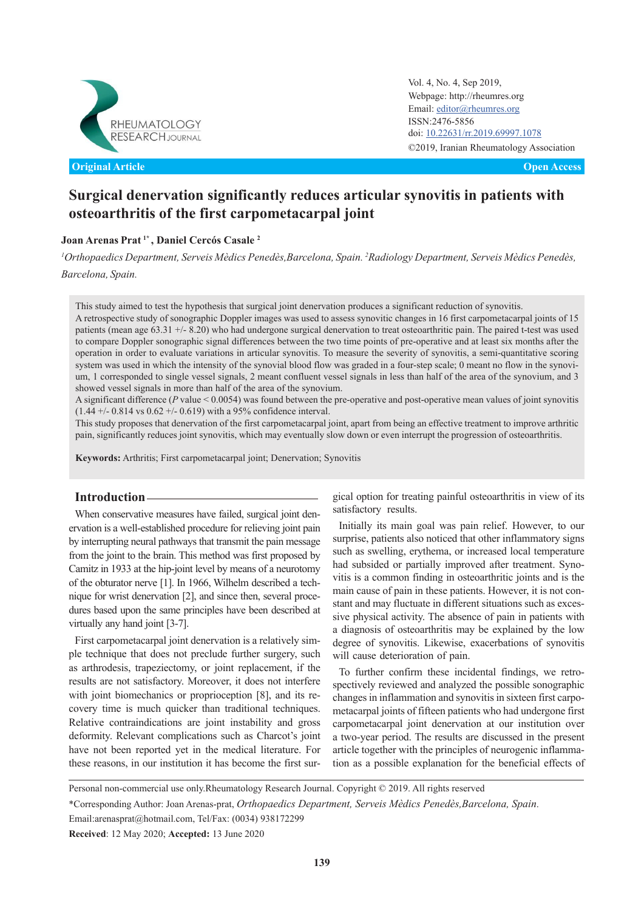Vol. 4, No. 4, Sep 2019,
Webpage: http://rheumres.org
Email: editor@rheumres.org
ISSN:2476-5856
doi: 10.22631/rr.2019.69997.1078
©2019, Iranian Rheumatology Association

**Original Article** **Open Access**

# Surgical denervation significantly reduces articular synovitis in patients with osteoarthritis of the first carpometacarpal joint

**Joan Arenas Prat [1*], Daniel Cercós Casale [2]**

[1] *Orthopaedics Department, Serveis Mèdics Penedès, Barcelona, Spain.* [2] *Radiology Department, Serveis Mèdics Penedès, Barcelona, Spain.*

This study aimed to test the hypothesis that surgical joint denervation produces a significant reduction of synovitis.
A retrospective study of sonographic Doppler images was used to assess synovitic changes in 16 first carpometacarpal joints of 15 patients (mean age 63.31 +/- 8.20) who had undergone surgical denervation to treat osteoarthritic pain. The paired t-test was used to compare Doppler sonographic signal differences between the two time points of pre-operative and at least six months after the operation in order to evaluate variations in articular synovitis. To measure the severity of synovitis, a semi-quantitative scoring system was used in which the intensity of the synovial blood flow was graded in a four-step scale; 0 meant no flow in the synovium, 1 corresponded to single vessel signals, 2 meant confluent vessel signals in less than half of the area of the synovium, and 3 showed vessel signals in more than half of the area of the synovium.
A significant difference (*P* value < 0.0054) was found between the pre-operative and post-operative mean values of joint synovitis (1.44 +/- 0.814 vs 0.62 +/- 0.619) with a 95% confidence interval.
This study proposes that denervation of the first carpometacarpal joint, apart from being an effective treatment to improve arthritic pain, significantly reduces joint synovitis, which may eventually slow down or even interrupt the progression of osteoarthritis.

**Keywords:** Arthritis; First carpometacarpal joint; Denervation; Synovitis

## Introduction

When conservative measures have failed, surgical joint denervation is a well-established procedure for relieving joint pain by interrupting neural pathways that transmit the pain message from the joint to the brain. This method was first proposed by Camitz in 1933 at the hip-joint level by means of a neurotomy of the obturator nerve [1]. In 1966, Wilhelm described a technique for wrist denervation [2], and since then, several procedures based upon the same principles have been described at virtually any hand joint [3-7].

First carpometacarpal joint denervation is a relatively simple technique that does not preclude further surgery, such as arthrodesis, trapeziectomy, or joint replacement, if the results are not satisfactory. Moreover, it does not interfere with joint biomechanics or proprioception [8], and its recovery time is much quicker than traditional techniques. Relative contraindications are joint instability and gross deformity. Relevant complications such as Charcot's joint have not been reported yet in the medical literature. For these reasons, in our institution it has become the first surgical option for treating painful osteoarthritis in view of its satisfactory results.

Initially its main goal was pain relief. However, to our surprise, patients also noticed that other inflammatory signs such as swelling, erythema, or increased local temperature had subsided or partially improved after treatment. Synovitis is a common finding in osteoarthritic joints and is the main cause of pain in these patients. However, it is not constant and may fluctuate in different situations such as excessive physical activity. The absence of pain in patients with a diagnosis of osteoarthritis may be explained by the low degree of synovitis. Likewise, exacerbations of synovitis will cause deterioration of pain.

To further confirm these incidental findings, we retrospectively reviewed and analyzed the possible sonographic changes in inflammation and synovitis in sixteen first carpometacarpal joints of fifteen patients who had undergone first carpometacarpal joint denervation at our institution over a two-year period. The results are discussed in the present article together with the principles of neurogenic inflammation as a possible explanation for the beneficial effects of

Personal non-commercial use only. Rheumatology Research Journal. Copyright © 2019. All rights reserved
*Corresponding Author: Joan Arenas-prat, *Orthopaedics Department, Serveis Mèdics Penedès, Barcelona, Spain.*
Email: arenasprat@hotmail.com, Tel/Fax: (0034) 938172299
**Received**: 12 May 2020; **Accepted:** 13 June 2020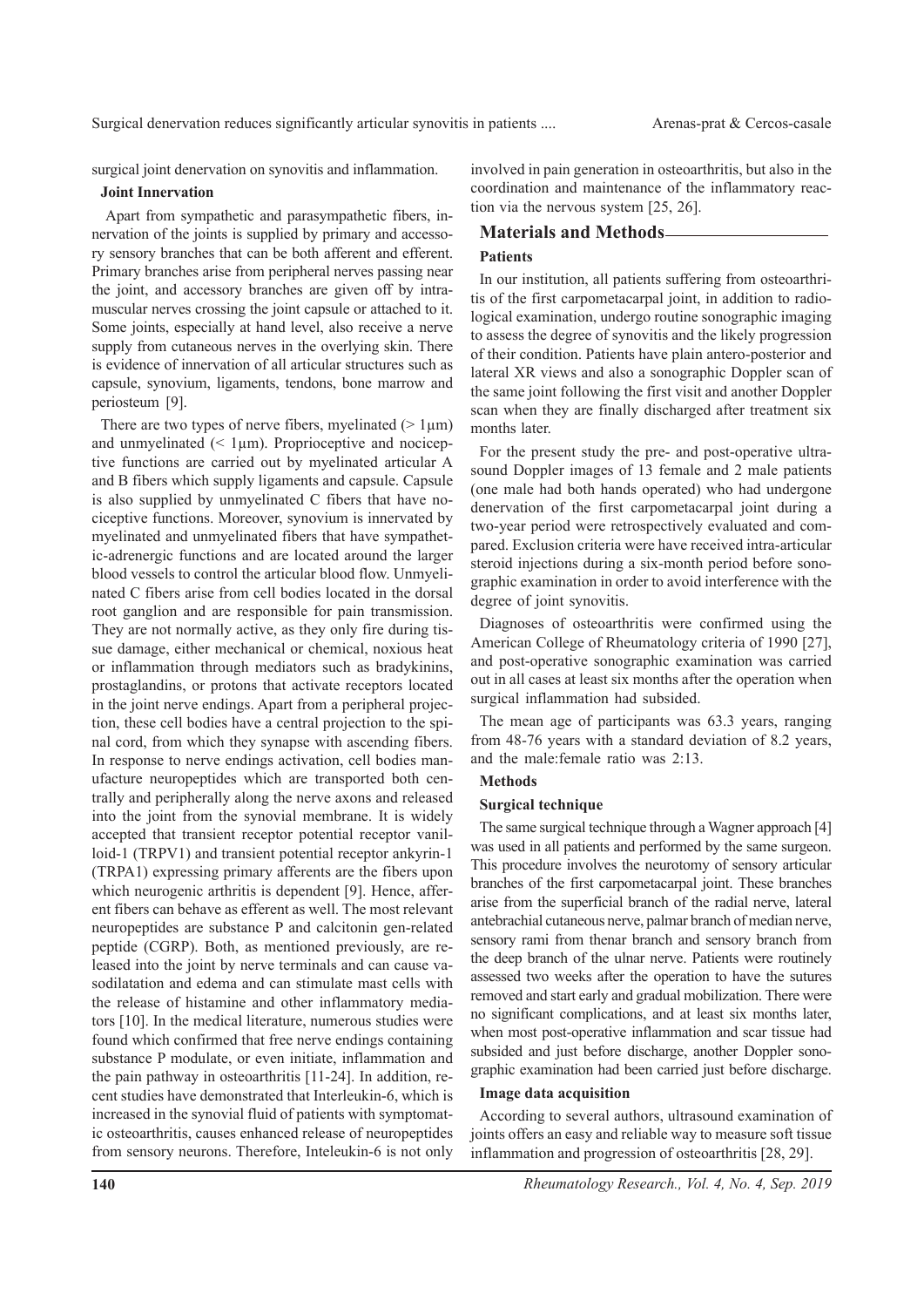surgical joint denervation on synovitis and inflammation.

### Joint Innervation

Apart from sympathetic and parasympathetic fibers, innervation of the joints is supplied by primary and accessory sensory branches that can be both afferent and efferent. Primary branches arise from peripheral nerves passing near the joint, and accessory branches are given off by intramuscular nerves crossing the joint capsule or attached to it. Some joints, especially at hand level, also receive a nerve supply from cutaneous nerves in the overlying skin. There is evidence of innervation of all articular structures such as capsule, synovium, ligaments, tendons, bone marrow and periosteum [9].

There are two types of nerve fibers, myelinated (> 1μm) and unmyelinated (< 1μm). Proprioceptive and nociceptive functions are carried out by myelinated articular A and B fibers which supply ligaments and capsule. Capsule is also supplied by unmyelinated C fibers that have nociceptive functions. Moreover, synovium is innervated by myelinated and unmyelinated fibers that have sympathetic-adrenergic functions and are located around the larger blood vessels to control the articular blood flow. Unmyelinated C fibers arise from cell bodies located in the dorsal root ganglion and are responsible for pain transmission. They are not normally active, as they only fire during tissue damage, either mechanical or chemical, noxious heat or inflammation through mediators such as bradykinins, prostaglandins, or protons that activate receptors located in the joint nerve endings. Apart from a peripheral projection, these cell bodies have a central projection to the spinal cord, from which they synapse with ascending fibers. In response to nerve endings activation, cell bodies manufacture neuropeptides which are transported both centrally and peripherally along the nerve axons and released into the joint from the synovial membrane. It is widely accepted that transient receptor potential receptor vanilloid-1 (TRPV1) and transient potential receptor ankyrin-1 (TRPA1) expressing primary afferents are the fibers upon which neurogenic arthritis is dependent [9]. Hence, afferent fibers can behave as efferent as well. The most relevant neuropeptides are substance P and calcitonin gen-related peptide (CGRP). Both, as mentioned previously, are released into the joint by nerve terminals and can cause vasodilatation and edema and can stimulate mast cells with the release of histamine and other inflammatory mediators [10]. In the medical literature, numerous studies were found which confirmed that free nerve endings containing substance P modulate, or even initiate, inflammation and the pain pathway in osteoarthritis [11-24]. In addition, recent studies have demonstrated that Interleukin-6, which is increased in the synovial fluid of patients with symptomatic osteoarthritis, causes enhanced release of neuropeptides from sensory neurons. Therefore, Inteleukin-6 is not only involved in pain generation in osteoarthritis, but also in the coordination and maintenance of the inflammatory reaction via the nervous system [25, 26].

## Materials and Methods

### Patients

In our institution, all patients suffering from osteoarthritis of the first carpometacarpal joint, in addition to radiological examination, undergo routine sonographic imaging to assess the degree of synovitis and the likely progression of their condition. Patients have plain antero-posterior and lateral XR views and also a sonographic Doppler scan of the same joint following the first visit and another Doppler scan when they are finally discharged after treatment six months later.

For the present study the pre- and post-operative ultrasound Doppler images of 13 female and 2 male patients (one male had both hands operated) who had undergone denervation of the first carpometacarpal joint during a two-year period were retrospectively evaluated and compared. Exclusion criteria were have received intra-articular steroid injections during a six-month period before sonographic examination in order to avoid interference with the degree of joint synovitis.

Diagnoses of osteoarthritis were confirmed using the American College of Rheumatology criteria of 1990 [27], and post-operative sonographic examination was carried out in all cases at least six months after the operation when surgical inflammation had subsided.

The mean age of participants was 63.3 years, ranging from 48-76 years with a standard deviation of 8.2 years, and the male:female ratio was 2:13.

### Methods

#### Surgical technique

The same surgical technique through a Wagner approach [4] was used in all patients and performed by the same surgeon. This procedure involves the neurotomy of sensory articular branches of the first carpometacarpal joint. These branches arise from the superficial branch of the radial nerve, lateral antebrachial cutaneous nerve, palmar branch of median nerve, sensory rami from thenar branch and sensory branch from the deep branch of the ulnar nerve. Patients were routinely assessed two weeks after the operation to have the sutures removed and start early and gradual mobilization. There were no significant complications, and at least six months later, when most post-operative inflammation and scar tissue had subsided and just before discharge, another Doppler sonographic examination had been carried just before discharge.

#### Image data acquisition

According to several authors, ultrasound examination of joints offers an easy and reliable way to measure soft tissue inflammation and progression of osteoarthritis [28, 29].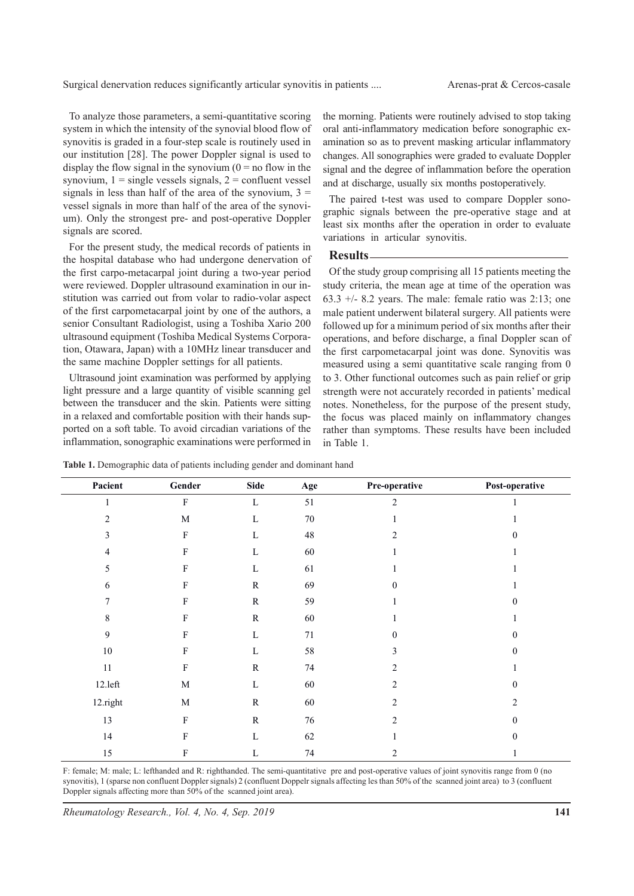To analyze those parameters, a semi-quantitative scoring system in which the intensity of the synovial blood flow of synovitis is graded in a four-step scale is routinely used in our institution [28]. The power Doppler signal is used to display the flow signal in the synovium (0 = no flow in the synovium, 1 = single vessels signals, 2 = confluent vessel signals in less than half of the area of the synovium, 3 = vessel signals in more than half of the area of the synovium). Only the strongest pre- and post-operative Doppler signals are scored.

For the present study, the medical records of patients in the hospital database who had undergone denervation of the first carpo-metacarpal joint during a two-year period were reviewed. Doppler ultrasound examination in our institution was carried out from volar to radio-volar aspect of the first carpometacarpal joint by one of the authors, a senior Consultant Radiologist, using a Toshiba Xario 200 ultrasound equipment (Toshiba Medical Systems Corporation, Otawara, Japan) with a 10MHz linear transducer and the same machine Doppler settings for all patients.

Ultrasound joint examination was performed by applying light pressure and a large quantity of visible scanning gel between the transducer and the skin. Patients were sitting in a relaxed and comfortable position with their hands supported on a soft table. To avoid circadian variations of the inflammation, sonographic examinations were performed in the morning. Patients were routinely advised to stop taking oral anti-inflammatory medication before sonographic examination so as to prevent masking articular inflammatory changes. All sonographies were graded to evaluate Doppler signal and the degree of inflammation before the operation and at discharge, usually six months postoperatively.

The paired t-test was used to compare Doppler sonographic signals between the pre-operative stage and at least six months after the operation in order to evaluate variations in articular synovitis.

## Results

Of the study group comprising all 15 patients meeting the study criteria, the mean age at time of the operation was 63.3 +/- 8.2 years. The male: female ratio was 2:13; one male patient underwent bilateral surgery. All patients were followed up for a minimum period of six months after their operations, and before discharge, a final Doppler scan of the first carpometacarpal joint was done. Synovitis was measured using a semi quantitative scale ranging from 0 to 3. Other functional outcomes such as pain relief or grip strength were not accurately recorded in patients' medical notes. Nonetheless, for the purpose of the present study, the focus was placed mainly on inflammatory changes rather than symptoms. These results have been included in Table 1.

**Table 1.** Demographic data of patients including gender and dominant hand

| Pacient | Gender | Side | Age | Pre-operative | Post-operative |
|---|---|---|---|---|---|
| 1 | F | L | 51 | 2 | 1 |
| 2 | M | L | 70 | 1 | 1 |
| 3 | F | L | 48 | 2 | 0 |
| 4 | F | L | 60 | 1 | 1 |
| 5 | F | L | 61 | 1 | 1 |
| 6 | F | R | 69 | 0 | 1 |
| 7 | F | R | 59 | 1 | 0 |
| 8 | F | R | 60 | 1 | 1 |
| 9 | F | L | 71 | 0 | 0 |
| 10 | F | L | 58 | 3 | 0 |
| 11 | F | R | 74 | 2 | 1 |
| 12.left | M | L | 60 | 2 | 0 |
| 12.right | M | R | 60 | 2 | 2 |
| 13 | F | R | 76 | 2 | 0 |
| 14 | F | L | 62 | 1 | 0 |
| 15 | F | L | 74 | 2 | 1 |

F: female; M: male; L: lefthanded and R: righthanded. The semi-quantitative pre and post-operative values of joint synovitis range from 0 (no synovitis), 1 (sparse non confluent Doppler signals) 2 (confluent Doppelr signals affecting les than 50% of the scanned joint area) to 3 (confluent Doppler signals affecting more than 50% of the scanned joint area).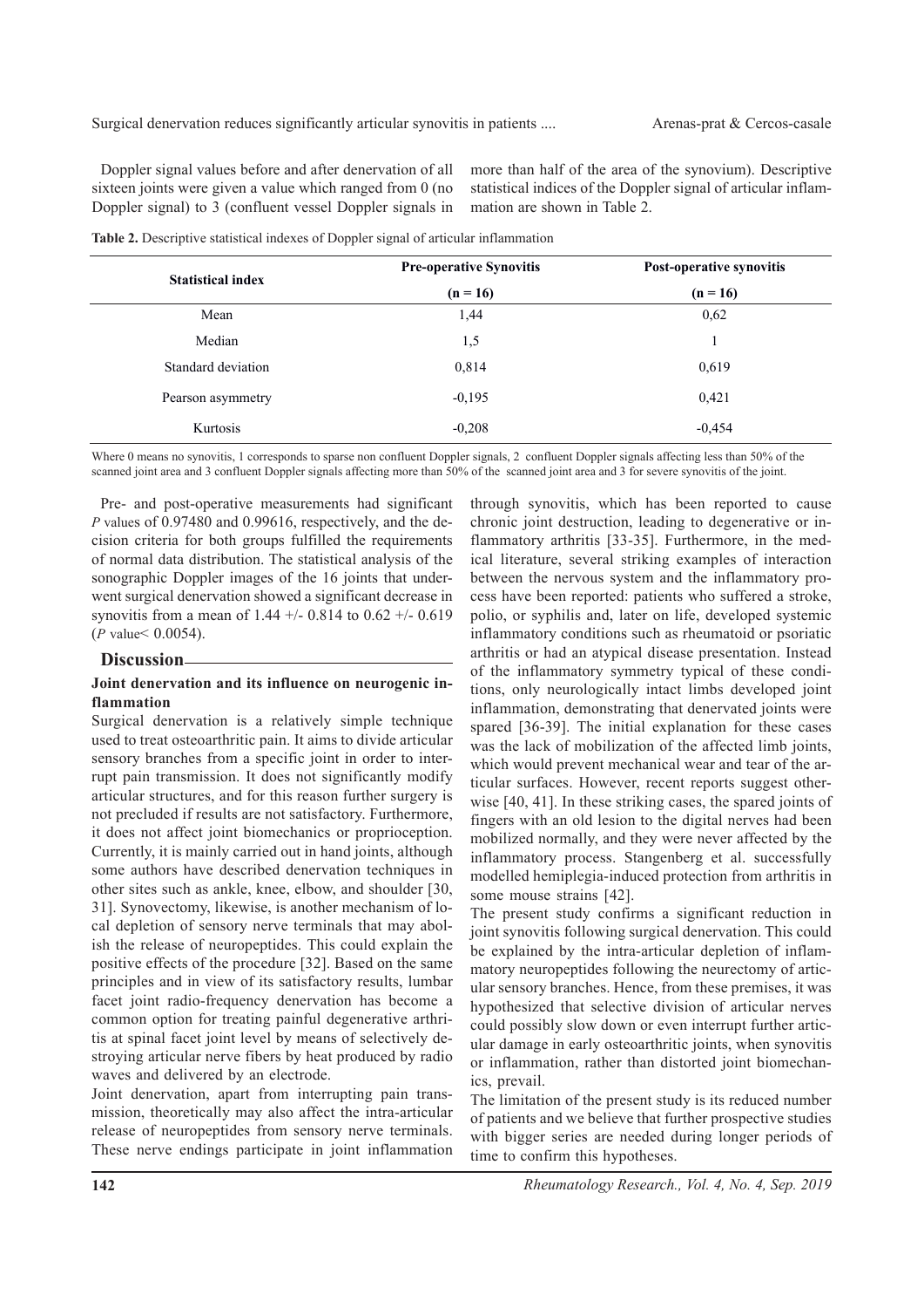Doppler signal values before and after denervation of all sixteen joints were given a value which ranged from 0 (no Doppler signal) to 3 (confluent vessel Doppler signals in more than half of the area of the synovium). Descriptive statistical indices of the Doppler signal of articular inflammation are shown in Table 2.

**Table 2.** Descriptive statistical indexes of Doppler signal of articular inflammation

| Statistical index | Pre-operative Synovitis (n = 16) | Post-operative synovitis (n = 16) |
|---|---|---|
| Mean | 1,44 | 0,62 |
| Median | 1,5 | 1 |
| Standard deviation | 0,814 | 0,619 |
| Pearson asymmetry | -0,195 | 0,421 |
| Kurtosis | -0,208 | -0,454 |

Where 0 means no synovitis, 1 corresponds to sparse non confluent Doppler signals, 2 confluent Doppler signals affecting less than 50% of the scanned joint area and 3 confluent Doppler signals affecting more than 50% of the scanned joint area and 3 for severe synovitis of the joint.

Pre- and post-operative measurements had significant *P* values of 0.97480 and 0.99616, respectively, and the decision criteria for both groups fulfilled the requirements of normal data distribution. The statistical analysis of the sonographic Doppler images of the 16 joints that underwent surgical denervation showed a significant decrease in synovitis from a mean of 1.44 +/- 0.814 to 0.62 +/- 0.619 (*P* value< 0.0054).

## Discussion

### Joint denervation and its influence on neurogenic inflammation

Surgical denervation is a relatively simple technique used to treat osteoarthritic pain. It aims to divide articular sensory branches from a specific joint in order to interrupt pain transmission. It does not significantly modify articular structures, and for this reason further surgery is not precluded if results are not satisfactory. Furthermore, it does not affect joint biomechanics or proprioception. Currently, it is mainly carried out in hand joints, although some authors have described denervation techniques in other sites such as ankle, knee, elbow, and shoulder [30, 31]. Synovectomy, likewise, is another mechanism of local depletion of sensory nerve terminals that may abolish the release of neuropeptides. This could explain the positive effects of the procedure [32]. Based on the same principles and in view of its satisfactory results, lumbar facet joint radio-frequency denervation has become a common option for treating painful degenerative arthritis at spinal facet joint level by means of selectively destroying articular nerve fibers by heat produced by radio waves and delivered by an electrode.

Joint denervation, apart from interrupting pain transmission, theoretically may also affect the intra-articular release of neuropeptides from sensory nerve terminals. These nerve endings participate in joint inflammation through synovitis, which has been reported to cause chronic joint destruction, leading to degenerative or inflammatory arthritis [33-35]. Furthermore, in the medical literature, several striking examples of interaction between the nervous system and the inflammatory process have been reported: patients who suffered a stroke, polio, or syphilis and, later on life, developed systemic inflammatory conditions such as rheumatoid or psoriatic arthritis or had an atypical disease presentation. Instead of the inflammatory symmetry typical of these conditions, only neurologically intact limbs developed joint inflammation, demonstrating that denervated joints were spared [36-39]. The initial explanation for these cases was the lack of mobilization of the affected limb joints, which would prevent mechanical wear and tear of the articular surfaces. However, recent reports suggest otherwise [40, 41]. In these striking cases, the spared joints of fingers with an old lesion to the digital nerves had been mobilized normally, and they were never affected by the inflammatory process. Stangenberg et al. successfully modelled hemiplegia-induced protection from arthritis in some mouse strains [42].

The present study confirms a significant reduction in joint synovitis following surgical denervation. This could be explained by the intra-articular depletion of inflammatory neuropeptides following the neurectomy of articular sensory branches. Hence, from these premises, it was hypothesized that selective division of articular nerves could possibly slow down or even interrupt further articular damage in early osteoarthritic joints, when synovitis or inflammation, rather than distorted joint biomechanics, prevail.

The limitation of the present study is its reduced number of patients and we believe that further prospective studies with bigger series are needed during longer periods of time to confirm this hypotheses.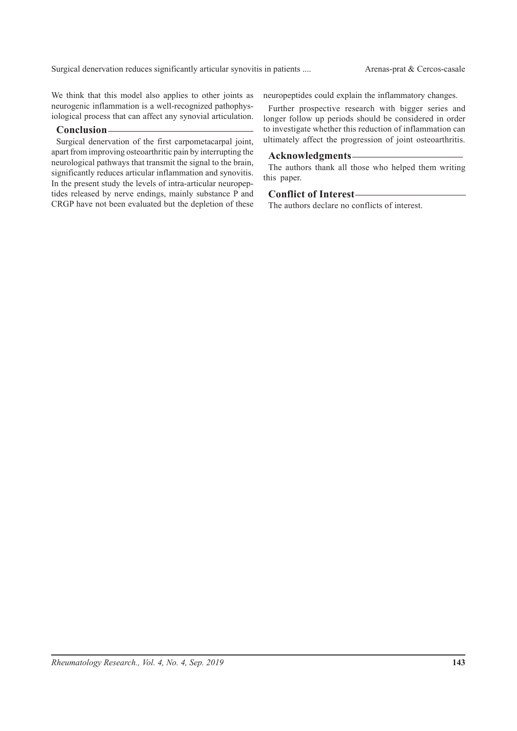We think that this model also applies to other joints as neurogenic inflammation is a well-recognized pathophysiological process that can affect any synovial articulation.

## Conclusion

Surgical denervation of the first carpometacarpal joint, apart from improving osteoarthritic pain by interrupting the neurological pathways that transmit the signal to the brain, significantly reduces articular inflammation and synovitis. In the present study the levels of intra-articular neuropeptides released by nerve endings, mainly substance P and CRGP have not been evaluated but the depletion of these neuropeptides could explain the inflammatory changes.

Further prospective research with bigger series and longer follow up periods should be considered in order to investigate whether this reduction of inflammation can ultimately affect the progression of joint osteoarthritis.

## Acknowledgments

The authors thank all those who helped them writing this paper.

## Conflict of Interest

The authors declare no conflicts of interest.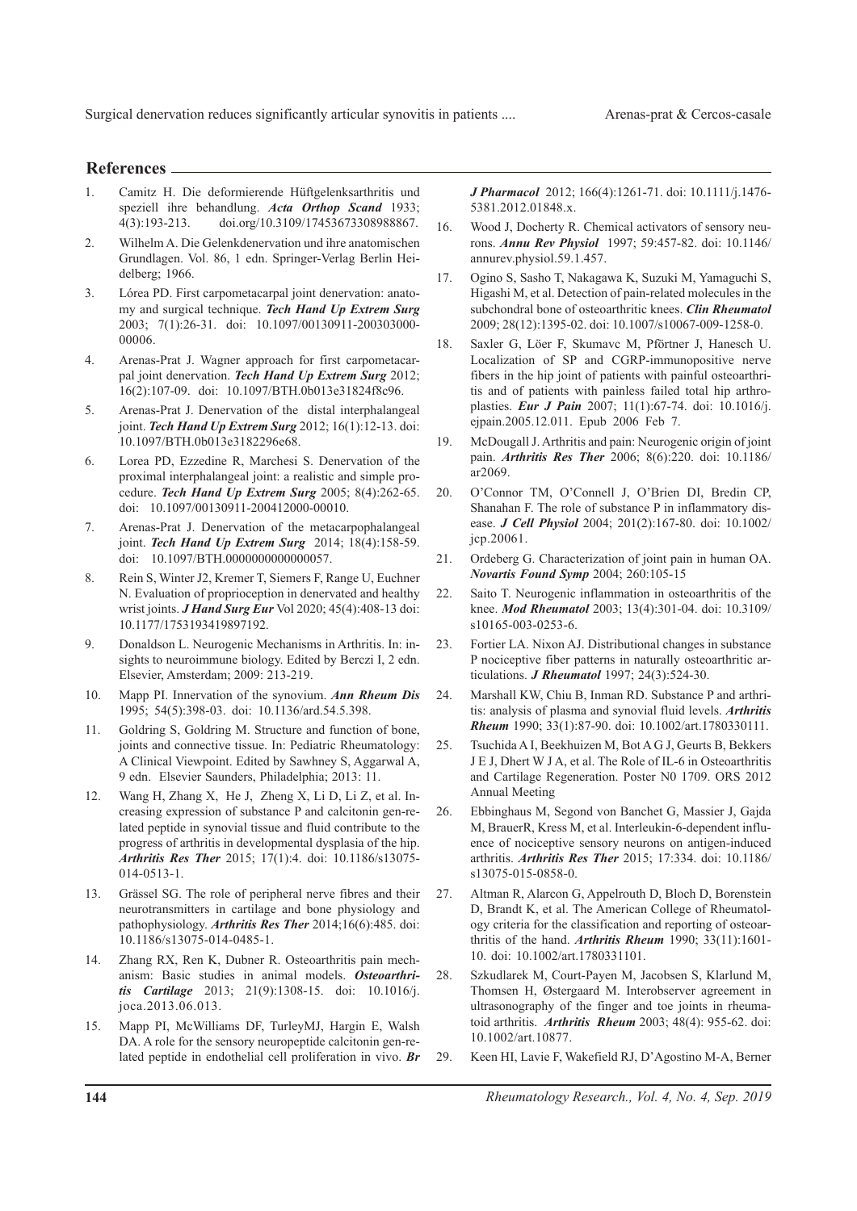## References

1. Camitz H. Die deformierende Hüftgelenksarthritis und speziell ihre behandlung. ***Acta Orthop Scand*** 1933; 4(3):193-213. doi.org/10.3109/17453673308988867.
2. Wilhelm A. Die Gelenkdenervation und ihre anatomischen Grundlagen. Vol. 86, 1 edn. Springer-Verlag Berlin Heidelberg; 1966.
3. Lórea PD. First carpometacarpal joint denervation: anatomy and surgical technique. ***Tech Hand Up Extrem Surg*** 2003; 7(1):26-31. doi: 10.1097/00130911-200303000-00006.
4. Arenas-Prat J. Wagner approach for first carpometacarpal joint denervation. ***Tech Hand Up Extrem Surg*** 2012; 16(2):107-09. doi: 10.1097/BTH.0b013e31824f8c96.
5. Arenas-Prat J. Denervation of the distal interphalangeal joint. ***Tech Hand Up Extrem Surg*** 2012; 16(1):12-13. doi: 10.1097/BTH.0b013e3182296e68.
6. Lorea PD, Ezzedine R, Marchesi S. Denervation of the proximal interphalangeal joint: a realistic and simple procedure. ***Tech Hand Up Extrem Surg*** 2005; 8(4):262-65. doi: 10.1097/00130911-200412000-00010.
7. Arenas-Prat J. Denervation of the metacarpophalangeal joint. ***Tech Hand Up Extrem Surg*** 2014; 18(4):158-59. doi: 10.1097/BTH.0000000000000057.
8. Rein S, Winter J2, Kremer T, Siemers F, Range U, Euchner N. Evaluation of proprioception in denervated and healthy wrist joints. ***J Hand Surg Eur*** Vol 2020; 45(4):408-13 doi: 10.1177/1753193419897192.
9. Donaldson L. Neurogenic Mechanisms in Arthritis. In: insights to neuroimmune biology. Edited by Berczi I, 2 edn. Elsevier, Amsterdam; 2009: 213-219.
10. Mapp PI. Innervation of the synovium. ***Ann Rheum Dis*** 1995; 54(5):398-03. doi: 10.1136/ard.54.5.398.
11. Goldring S, Goldring M. Structure and function of bone, joints and connective tissue. In: Pediatric Rheumatology: A Clinical Viewpoint. Edited by Sawhney S, Aggarwal A, 9 edn. Elsevier Saunders, Philadelphia; 2013: 11.
12. Wang H, Zhang X, He J, Zheng X, Li D, Li Z, et al. Increasing expression of substance P and calcitonin gen-related peptide in synovial tissue and fluid contribute to the progress of arthritis in developmental dysplasia of the hip. ***Arthritis Res Ther*** 2015; 17(1):4. doi: 10.1186/s13075-014-0513-1.
13. Grässel SG. The role of peripheral nerve fibres and their neurotransmitters in cartilage and bone physiology and pathophysiology. ***Arthritis Res Ther*** 2014;16(6):485. doi: 10.1186/s13075-014-0485-1.
14. Zhang RX, Ren K, Dubner R. Osteoarthritis pain mechanism: Basic studies in animal models. ***Osteoarthritis Cartilage*** 2013; 21(9):1308-15. doi: 10.1016/j.joca.2013.06.013.
15. Mapp PI, McWilliams DF, TurleyMJ, Hargin E, Walsh DA. A role for the sensory neuropeptide calcitonin gen-related peptide in endothelial cell proliferation in vivo. ***Br J Pharmacol*** 2012; 166(4):1261-71. doi: 10.1111/j.1476-5381.2012.01848.x.
16. Wood J, Docherty R. Chemical activators of sensory neurons. ***Annu Rev Physiol*** 1997; 59:457-82. doi: 10.1146/annurev.physiol.59.1.457.
17. Ogino S, Sasho T, Nakagawa K, Suzuki M, Yamaguchi S, Higashi M, et al. Detection of pain-related molecules in the subchondral bone of osteoarthritic knees. ***Clin Rheumatol*** 2009; 28(12):1395-02. doi: 10.1007/s10067-009-1258-0.
18. Saxler G, Löer F, Skumavc M, Pförtner J, Hanesch U. Localization of SP and CGRP-immunopositive nerve fibers in the hip joint of patients with painful osteoarthritis and of patients with painless failed total hip arthroplasties. ***Eur J Pain*** 2007; 11(1):67-74. doi: 10.1016/j.ejpain.2005.12.011. Epub 2006 Feb 7.
19. McDougall J. Arthritis and pain: Neurogenic origin of joint pain. ***Arthritis Res Ther*** 2006; 8(6):220. doi: 10.1186/ar2069.
20. O'Connor TM, O'Connell J, O'Brien DI, Bredin CP, Shanahan F. The role of substance P in inflammatory disease. ***J Cell Physiol*** 2004; 201(2):167-80. doi: 10.1002/jcp.20061.
21. Ordeberg G. Characterization of joint pain in human OA. ***Novartis Found Symp*** 2004; 260:105-15
22. Saito T. Neurogenic inflammation in osteoarthritis of the knee. ***Mod Rheumatol*** 2003; 13(4):301-04. doi: 10.3109/s10165-003-0253-6.
23. Fortier LA. Nixon AJ. Distributional changes in substance P nociceptive fiber patterns in naturally osteoarthritic articulations. ***J Rheumatol*** 1997; 24(3):524-30.
24. Marshall KW, Chiu B, Inman RD. Substance P and arthritis: analysis of plasma and synovial fluid levels. ***Arthritis Rheum*** 1990; 33(1):87-90. doi: 10.1002/art.1780330111.
25. Tsuchida A I, Beekhuizen M, Bot A G J, Geurts B, Bekkers J E J, Dhert W J A, et al. The Role of IL-6 in Osteoarthritis and Cartilage Regeneration. Poster N0 1709. ORS 2012 Annual Meeting
26. Ebbinghaus M, Segond von Banchet G, Massier J, Gajda M, BrauerR, Kress M, et al. Interleukin-6-dependent influence of nociceptive sensory neurons on antigen-induced arthritis. ***Arthritis Res Ther*** 2015; 17:334. doi: 10.1186/s13075-015-0858-0.
27. Altman R, Alarcon G, Appelrouth D, Bloch D, Borenstein D, Brandt K, et al. The American College of Rheumatology criteria for the classification and reporting of osteoarthritis of the hand. ***Arthritis Rheum*** 1990; 33(11):1601-10. doi: 10.1002/art.1780331101.
28. Szkudlarek M, Court-Payen M, Jacobsen S, Klarlund M, Thomsen H, Østergaard M. Interobserver agreement in ultrasonography of the finger and toe joints in rheumatoid arthritis. ***Arthritis Rheum*** 2003; 48(4): 955-62. doi: 10.1002/art.10877.
29. Keen HI, Lavie F, Wakefield RJ, D'Agostino M-A, Berner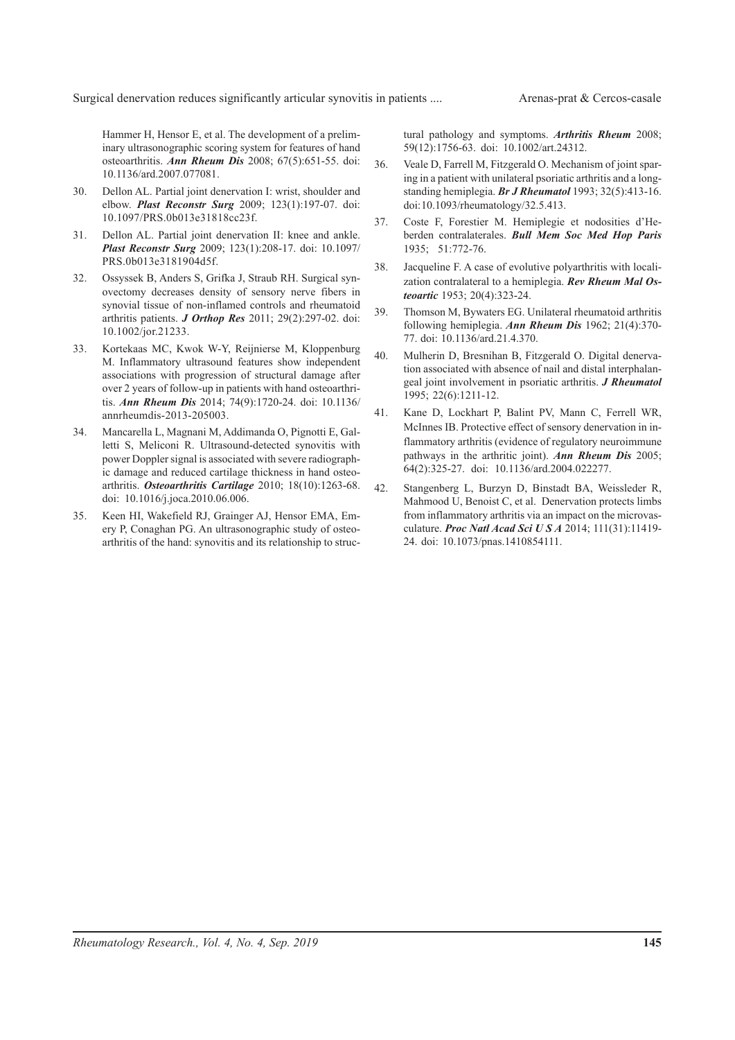Hammer H, Hensor E, et al. The development of a preliminary ultrasonographic scoring system for features of hand osteoarthritis. ***Ann Rheum Dis*** 2008; 67(5):651-55. doi: 10.1136/ard.2007.077081.

30. Dellon AL. Partial joint denervation I: wrist, shoulder and elbow. ***Plast Reconstr Surg*** 2009; 123(1):197-07. doi: 10.1097/PRS.0b013e31818cc23f.

31. Dellon AL. Partial joint denervation II: knee and ankle. ***Plast Reconstr Surg*** 2009; 123(1):208-17. doi: 10.1097/PRS.0b013e3181904d5f.

32. Ossyssek B, Anders S, Grifka J, Straub RH. Surgical synovectomy decreases density of sensory nerve fibers in synovial tissue of non-inflamed controls and rheumatoid arthritis patients. ***J Orthop Res*** 2011; 29(2):297-02. doi: 10.1002/jor.21233.

33. Kortekaas MC, Kwok W-Y, Reijnierse M, Kloppenburg M. Inflammatory ultrasound features show independent associations with progression of structural damage after over 2 years of follow-up in patients with hand osteoarthritis. ***Ann Rheum Dis*** 2014; 74(9):1720-24. doi: 10.1136/annrheumdis-2013-205003.

34. Mancarella L, Magnani M, Addimanda O, Pignotti E, Galletti S, Meliconi R. Ultrasound-detected synovitis with power Doppler signal is associated with severe radiographic damage and reduced cartilage thickness in hand osteoarthritis. ***Osteoarthritis Cartilage*** 2010; 18(10):1263-68. doi: 10.1016/j.joca.2010.06.006.

35. Keen HI, Wakefield RJ, Grainger AJ, Hensor EMA, Emery P, Conaghan PG. An ultrasonographic study of osteoarthritis of the hand: synovitis and its relationship to structural pathology and symptoms. ***Arthritis Rheum*** 2008; 59(12):1756-63. doi: 10.1002/art.24312.

36. Veale D, Farrell M, Fitzgerald O. Mechanism of joint sparing in a patient with unilateral psoriatic arthritis and a longstanding hemiplegia. ***Br J Rheumatol*** 1993; 32(5):413-16. doi:10.1093/rheumatology/32.5.413.

37. Coste F, Forestier M. Hemiplegie et nodosities d'Heberden contralaterales. ***Bull Mem Soc Med Hop Paris*** 1935; 51:772-76.

38. Jacqueline F. A case of evolutive polyarthritis with localization contralateral to a hemiplegia. ***Rev Rheum Mal Osteoartic*** 1953; 20(4):323-24.

39. Thomson M, Bywaters EG. Unilateral rheumatoid arthritis following hemiplegia. ***Ann Rheum Dis*** 1962; 21(4):370-77. doi: 10.1136/ard.21.4.370.

40. Mulherin D, Bresnihan B, Fitzgerald O. Digital denervation associated with absence of nail and distal interphalangeal joint involvement in psoriatic arthritis. ***J Rheumatol*** 1995; 22(6):1211-12.

41. Kane D, Lockhart P, Balint PV, Mann C, Ferrell WR, McInnes IB. Protective effect of sensory denervation in inflammatory arthritis (evidence of regulatory neuroimmune pathways in the arthritic joint). ***Ann Rheum Dis*** 2005; 64(2):325-27. doi: 10.1136/ard.2004.022277.

42. Stangenberg L, Burzyn D, Binstadt BA, Weissleder R, Mahmood U, Benoist C, et al. Denervation protects limbs from inflammatory arthritis via an impact on the microvasculature. ***Proc Natl Acad Sci U S A*** 2014; 111(31):11419-24. doi: 10.1073/pnas.1410854111.